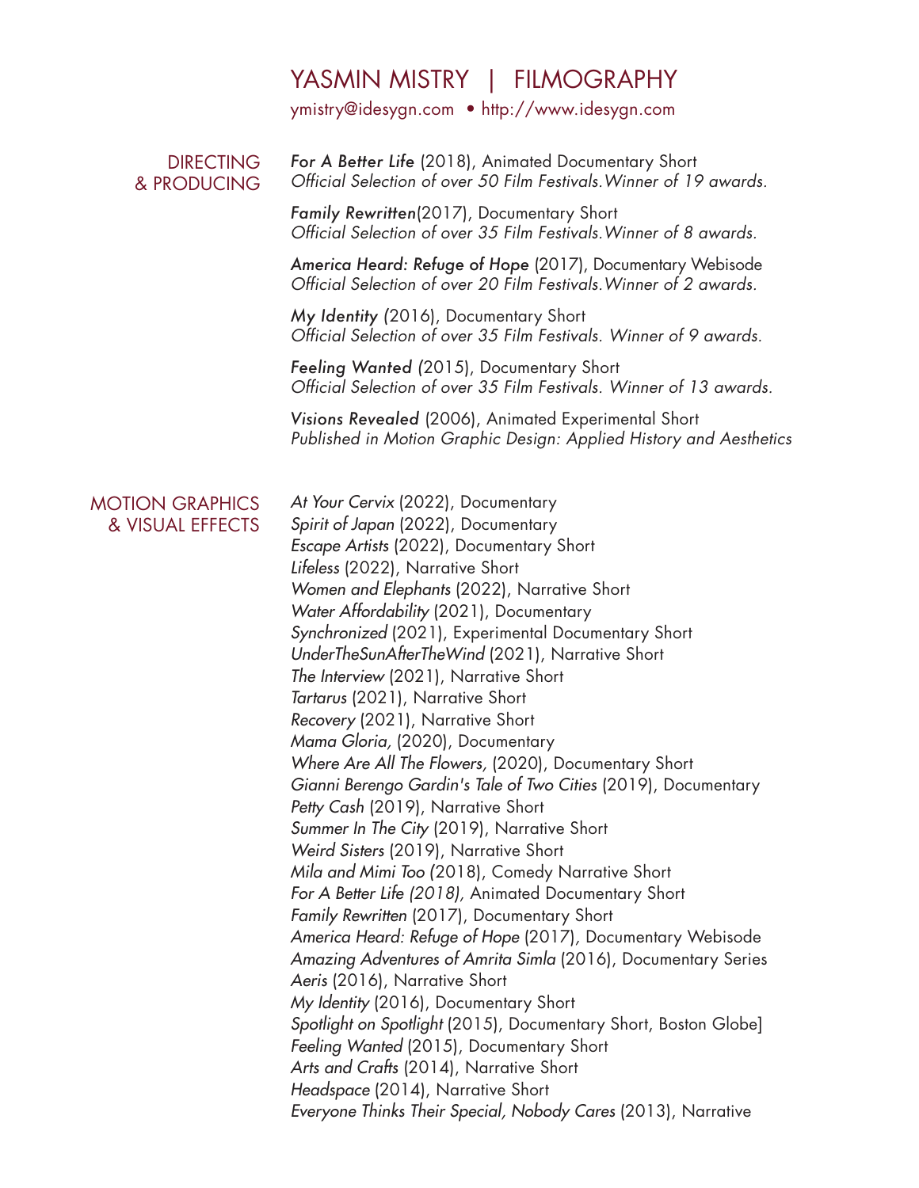# YASMIN MISTRY | FILMOGRAPHY

ymistry@idesygn.com • http://www.idesygn.com

## DIRECTING & PRODUCING

***For A Better Life*** (2018), Animated Documentary Short
*Official Selection of over 50 Film Festivals. Winner of 19 awards.*

***Family Rewritten***(2017), Documentary Short
*Official Selection of over 35 Film Festivals. Winner of 8 awards.*

***America Heard: Refuge of Hope*** (2017), Documentary Webisode
*Official Selection of over 20 Film Festivals. Winner of 2 awards.*

***My Identity (***2016), Documentary Short
*Official Selection of over 35 Film Festivals. Winner of 9 awards.*

***Feeling Wanted (***2015), Documentary Short
*Official Selection of over 35 Film Festivals. Winner of 13 awards.*

***Visions Revealed*** (2006), Animated Experimental Short
*Published in Motion Graphic Design: Applied History and Aesthetics*

## MOTION GRAPHICS & VISUAL EFFECTS

*At Your Cervix* (2022), Documentary
*Spirit of Japan* (2022), Documentary
*Escape Artists* (2022), Documentary Short
*Lifeless* (2022), Narrative Short
*Women and Elephants* (2022), Narrative Short
*Water Affordability* (2021), Documentary
*Synchronized* (2021), Experimental Documentary Short
*UnderTheSunAfterTheWind* (2021), Narrative Short
*The Interview* (2021), Narrative Short
*Tartarus* (2021), Narrative Short
*Recovery* (2021), Narrative Short
*Mama Gloria,* (2020), Documentary
*Where Are All The Flowers,* (2020), Documentary Short
*Gianni Berengo Gardin's Tale of Two Cities* (2019), Documentary
*Petty Cash* (2019), Narrative Short
*Summer In The City* (2019), Narrative Short
*Weird Sisters* (2019), Narrative Short
*Mila and Mimi Too (*2018), Comedy Narrative Short
*For A Better Life (2018),* Animated Documentary Short
*Family Rewritten* (2017), Documentary Short
*America Heard: Refuge of Hope* (2017), Documentary Webisode
*Amazing Adventures of Amrita Simla* (2016), Documentary Series
*Aeris* (2016), Narrative Short
*My Identity* (2016), Documentary Short
*Spotlight on Spotlight* (2015), Documentary Short, Boston Globe]
*Feeling Wanted* (2015), Documentary Short
*Arts and Crafts* (2014), Narrative Short
*Headspace* (2014), Narrative Short
*Everyone Thinks Their Special, Nobody Cares* (2013), Narrative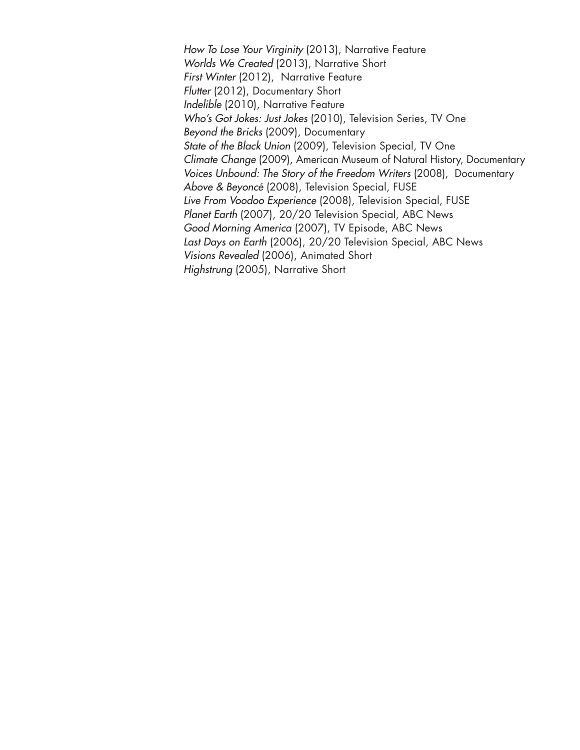*How To Lose Your Virginity* (2013), Narrative Feature
*Worlds We Created* (2013), Narrative Short
*First Winter* (2012), Narrative Feature
*Flutter* (2012), Documentary Short
*Indelible* (2010), Narrative Feature
*Who's Got Jokes: Just Jokes* (2010), Television Series, TV One
*Beyond the Bricks* (2009), Documentary
*State of the Black Union* (2009), Television Special, TV One
*Climate Change* (2009), American Museum of Natural History, Documentary
*Voices Unbound: The Story of the Freedom Writers* (2008), Documentary
*Above & Beyoncé* (2008), Television Special, FUSE
*Live From Voodoo Experience* (2008), Television Special, FUSE
*Planet Earth* (2007), 20/20 Television Special, ABC News
*Good Morning America* (2007), TV Episode, ABC News
*Last Days on Earth* (2006), 20/20 Television Special, ABC News
*Visions Revealed* (2006), Animated Short
*Highstrung* (2005), Narrative Short